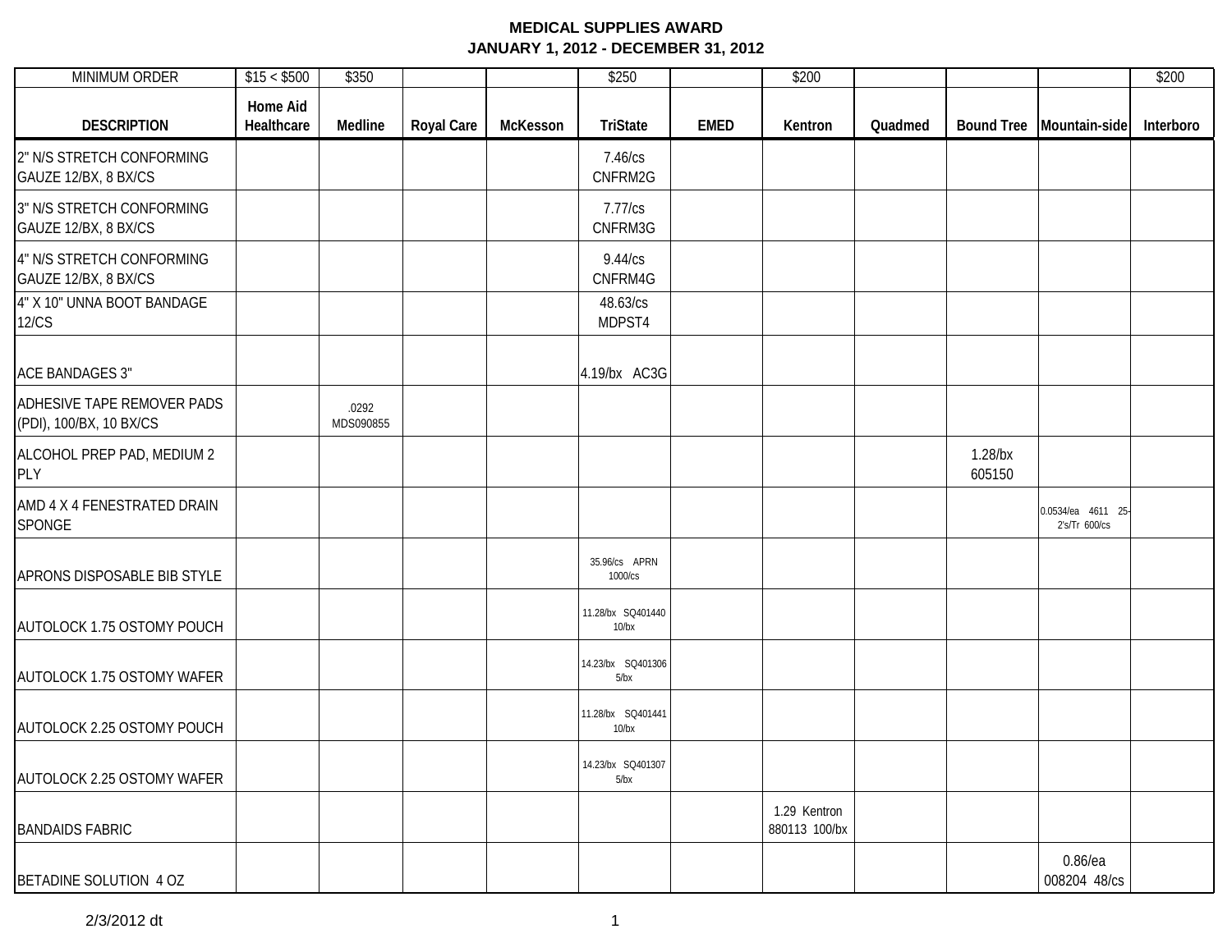**MEDICAL SUPPLIES AWARD**
**JANUARY 1, 2012 - DECEMBER 31, 2012**

| MINIMUM ORDER | $15 < $500 | $350 | | | $250 | | $200 | | | | $200 |
|---|---|---|---|---|---|---|---|---|---|---|---|
| **DESCRIPTION** | **Home Aid Healthcare** | **Medline** | **Royal Care** | **McKesson** | **TriState** | **EMED** | **Kentron** | **Quadmed** | **Bound Tree** | **Mountain-side** | **Interboro** |
| 2" N/S STRETCH CONFORMING GAUZE 12/BX, 8 BX/CS | | | | | 7.46/cs CNFRM2G | | | | | | |
| 3" N/S STRETCH CONFORMING GAUZE 12/BX, 8 BX/CS | | | | | 7.77/cs CNFRM3G | | | | | | |
| 4" N/S STRETCH CONFORMING GAUZE 12/BX, 8 BX/CS | | | | | 9.44/cs CNFRM4G | | | | | | |
| 4" X 10" UNNA BOOT BANDAGE 12/CS | | | | | 48.63/cs MDPST4 | | | | | | |
| ACE BANDAGES 3" | | | | | 4.19/bx AC3G | | | | | | |
| ADHESIVE TAPE REMOVER PADS (PDI), 100/BX, 10 BX/CS | | .0292 MDS090855 | | | | | | | | | |
| ALCOHOL PREP PAD, MEDIUM 2 PLY | | | | | | | | | 1.28/bx 605150 | | |
| AMD 4 X 4 FENESTRATED DRAIN SPONGE | | | | | | | | | | 0.0534/ea 4611 25-2's/Tr 600/cs | |
| APRONS DISPOSABLE BIB STYLE | | | | | 35.96/cs APRN 1000/cs | | | | | | |
| AUTOLOCK 1.75 OSTOMY POUCH | | | | | 11.28/bx SQ401440 10/bx | | | | | | |
| AUTOLOCK 1.75 OSTOMY WAFER | | | | | 14.23/bx SQ401306 5/bx | | | | | | |
| AUTOLOCK 2.25 OSTOMY POUCH | | | | | 11.28/bx SQ401441 10/bx | | | | | | |
| AUTOLOCK 2.25 OSTOMY WAFER | | | | | 14.23/bx SQ401307 5/bx | | | | | | |
| BANDAIDS FABRIC | | | | | | | 1.29 Kentron 880113 100/bx | | | | |
| BETADINE SOLUTION 4 OZ | | | | | | | | | | 0.86/ea 008204 48/cs | |

2/3/2012 dt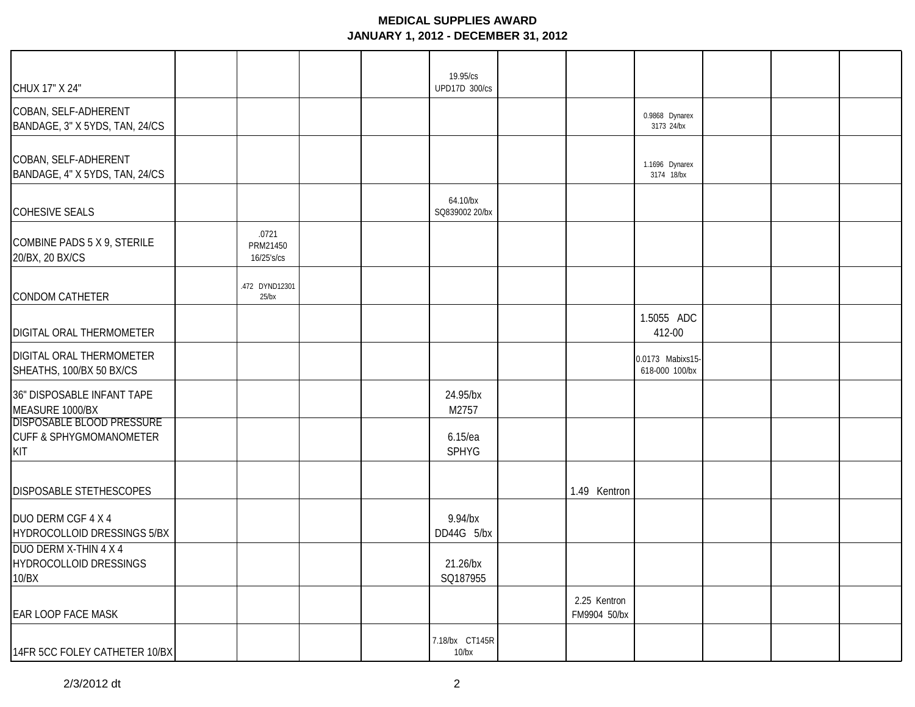**MEDICAL SUPPLIES AWARD**
**JANUARY 1, 2012 - DECEMBER 31, 2012**

| | | | | | | | | | | | |
|---|---|---|---|---|---|---|---|---|---|---|---|
| CHUX 17" X 24" | | | | | 19.95/cs UPD17D 300/cs | | | | | | |
| COBAN, SELF-ADHERENT BANDAGE, 3" X 5YDS, TAN, 24/CS | | | | | | | | 0.9868 Dynarex 3173 24/bx | | | |
| COBAN, SELF-ADHERENT BANDAGE, 4" X 5YDS, TAN, 24/CS | | | | | | | | 1.1696 Dynarex 3174 18/bx | | | |
| COHESIVE SEALS | | | | | 64.10/bx SQ839002 20/bx | | | | | | |
| COMBINE PADS 5 X 9, STERILE 20/BX, 20 BX/CS | | .0721 PRM21450 16/25's/cs | | | | | | | | | |
| CONDOM CATHETER | | .472 DYND12301 25/bx | | | | | | | | | |
| DIGITAL ORAL THERMOMETER | | | | | | | | 1.5055 ADC 412-00 | | | |
| DIGITAL ORAL THERMOMETER SHEATHS, 100/BX 50 BX/CS | | | | | | | | 0.0173 Mabixs15-618-000 100/bx | | | |
| 36" DISPOSABLE INFANT TAPE MEASURE 1000/BX | | | | | 24.95/bx M2757 | | | | | | |
| DISPOSABLE BLOOD PRESSURE CUFF & SPHYGMOMANOMETER KIT | | | | | 6.15/ea SPHYG | | | | | | |
| DISPOSABLE STETHESCOPES | | | | | | | 1.49 Kentron | | | | |
| DUO DERM CGF 4 X 4 HYDROCOLLOID DRESSINGS 5/BX | | | | | 9.94/bx DD44G 5/bx | | | | | | |
| DUO DERM X-THIN 4 X 4 HYDROCOLLOID DRESSINGS 10/BX | | | | | 21.26/bx SQ187955 | | | | | | |
| EAR LOOP FACE MASK | | | | | | | 2.25 Kentron FM9904 50/bx | | | | |
| 14FR 5CC FOLEY CATHETER 10/BX | | | | | 7.18/bx CT145R 10/bx | | | | | | |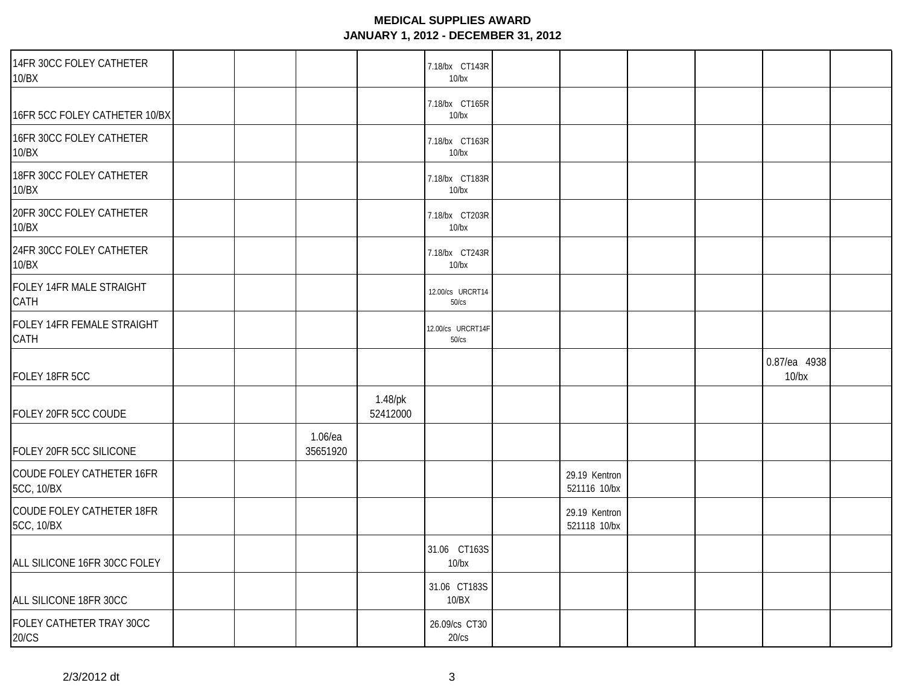**MEDICAL SUPPLIES AWARD**
**JANUARY 1, 2012 - DECEMBER 31, 2012**

| | | | | | | | | | | | |
|---|---|---|---|---|---|---|---|---|---|---|---|
| 14FR 30CC FOLEY CATHETER 10/BX | | | | 7.18/bx CT143R 10/bx | | | | | | | |
| 16FR 5CC FOLEY CATHETER 10/BX | | | | 7.18/bx CT165R 10/bx | | | | | | | |
| 16FR 30CC FOLEY CATHETER 10/BX | | | | 7.18/bx CT163R 10/bx | | | | | | | |
| 18FR 30CC FOLEY CATHETER 10/BX | | | | 7.18/bx CT183R 10/bx | | | | | | | |
| 20FR 30CC FOLEY CATHETER 10/BX | | | | 7.18/bx CT203R 10/bx | | | | | | | |
| 24FR 30CC FOLEY CATHETER 10/BX | | | | 7.18/bx CT243R 10/bx | | | | | | | |
| FOLEY 14FR MALE STRAIGHT CATH | | | | 12.00/cs URCRT14 50/cs | | | | | | | |
| FOLEY 14FR FEMALE STRAIGHT CATH | | | | 12.00/cs URCRT14F 50/cs | | | | | | | |
| FOLEY 18FR 5CC | | | | | | | | | 0.87/ea 4938 10/bx | | |
| FOLEY 20FR 5CC COUDE | | | 1.48/pk 52412000 | | | | | | | | |
| FOLEY 20FR 5CC SILICONE | | 1.06/ea 35651920 | | | | | | | | | |
| COUDE FOLEY CATHETER 16FR 5CC, 10/BX | | | | | | 29.19 Kentron 521116 10/bx | | | | | |
| COUDE FOLEY CATHETER 18FR 5CC, 10/BX | | | | | | 29.19 Kentron 521118 10/bx | | | | | |
| ALL SILICONE 16FR 30CC FOLEY | | | | 31.06 CT163S 10/bx | | | | | | | |
| ALL SILICONE 18FR 30CC | | | | 31.06 CT183S 10/BX | | | | | | | |
| FOLEY CATHETER TRAY 30CC 20/CS | | | | 26.09/cs CT30 20/cs | | | | | | | |

2/3/2012 dt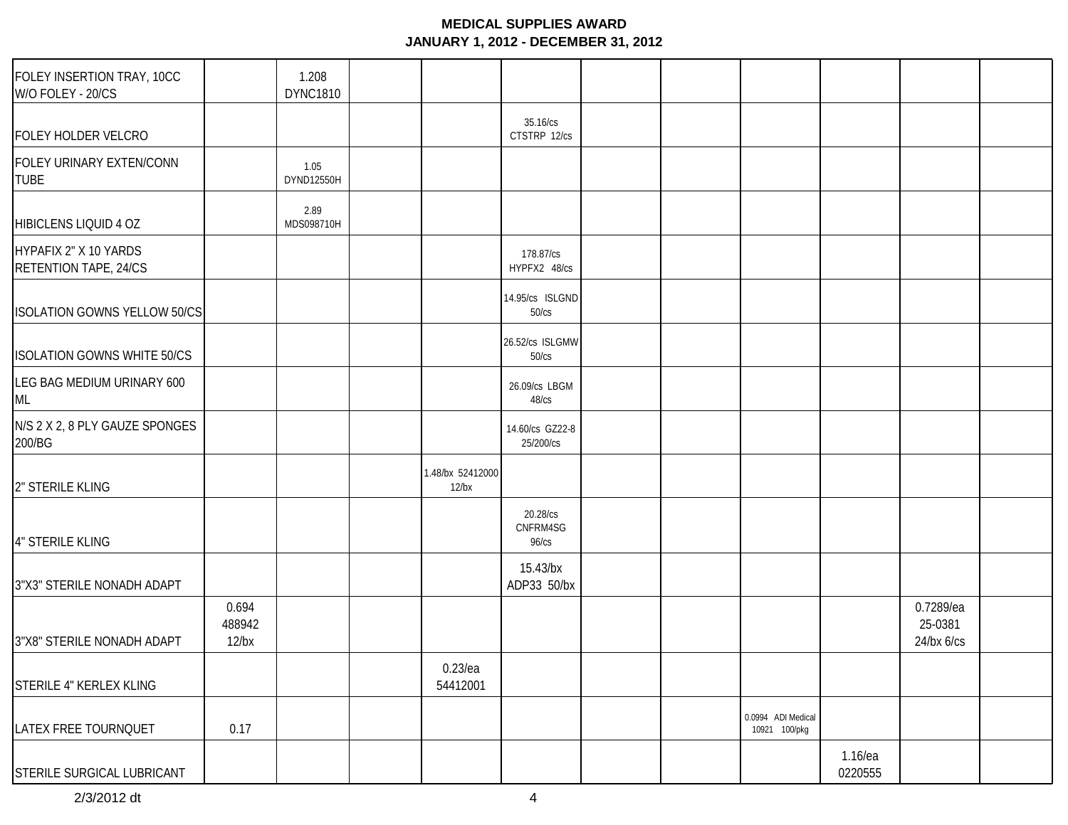**MEDICAL SUPPLIES AWARD**
**JANUARY 1, 2012 - DECEMBER 31, 2012**

| | | | | | | | | | | | |
|---|---|---|---|---|---|---|---|---|---|---|---|
| FOLEY INSERTION TRAY, 10CC W/O FOLEY - 20/CS | | 1.208 DYNC1810 | | | | | | | | | |
| FOLEY HOLDER VELCRO | | | | | 35.16/cs CTSTRP 12/cs | | | | | | |
| FOLEY URINARY EXTEN/CONN TUBE | | 1.05 DYND12550H | | | | | | | | | |
| HIBICLENS LIQUID 4 OZ | | 2.89 MDS098710H | | | | | | | | | |
| HYPAFIX 2" X 10 YARDS RETENTION TAPE, 24/CS | | | | | 178.87/cs HYPFX2 48/cs | | | | | | |
| ISOLATION GOWNS YELLOW 50/CS | | | | | 14.95/cs ISLGND 50/cs | | | | | | |
| ISOLATION GOWNS WHITE 50/CS | | | | | 26.52/cs ISLGMW 50/cs | | | | | | |
| LEG BAG MEDIUM URINARY 600 ML | | | | | 26.09/cs LBGM 48/cs | | | | | | |
| N/S 2 X 2, 8 PLY GAUZE SPONGES 200/BG | | | | | 14.60/cs GZ22-8 25/200/cs | | | | | | |
| 2" STERILE KLING | | | | 1.48/bx 52412000 12/bx | | | | | | | |
| 4" STERILE KLING | | | | | 20.28/cs CNFRM4SG 96/cs | | | | | | |
| 3"X3" STERILE NONADH ADAPT | | | | | 15.43/bx ADP33 50/bx | | | | | | |
| 3"X8" STERILE NONADH ADAPT | 0.694 488942 12/bx | | | | | | | | | 0.7289/ea 25-0381 24/bx 6/cs | |
| STERILE 4" KERLEX KLING | | | | 0.23/ea 54412001 | | | | | | | |
| LATEX FREE TOURNQUET | 0.17 | | | | | | | 0.0994 ADI Medical 10921 100/pkg | | | |
| STERILE SURGICAL LUBRICANT | | | | | | | | | 1.16/ea 0220555 | | |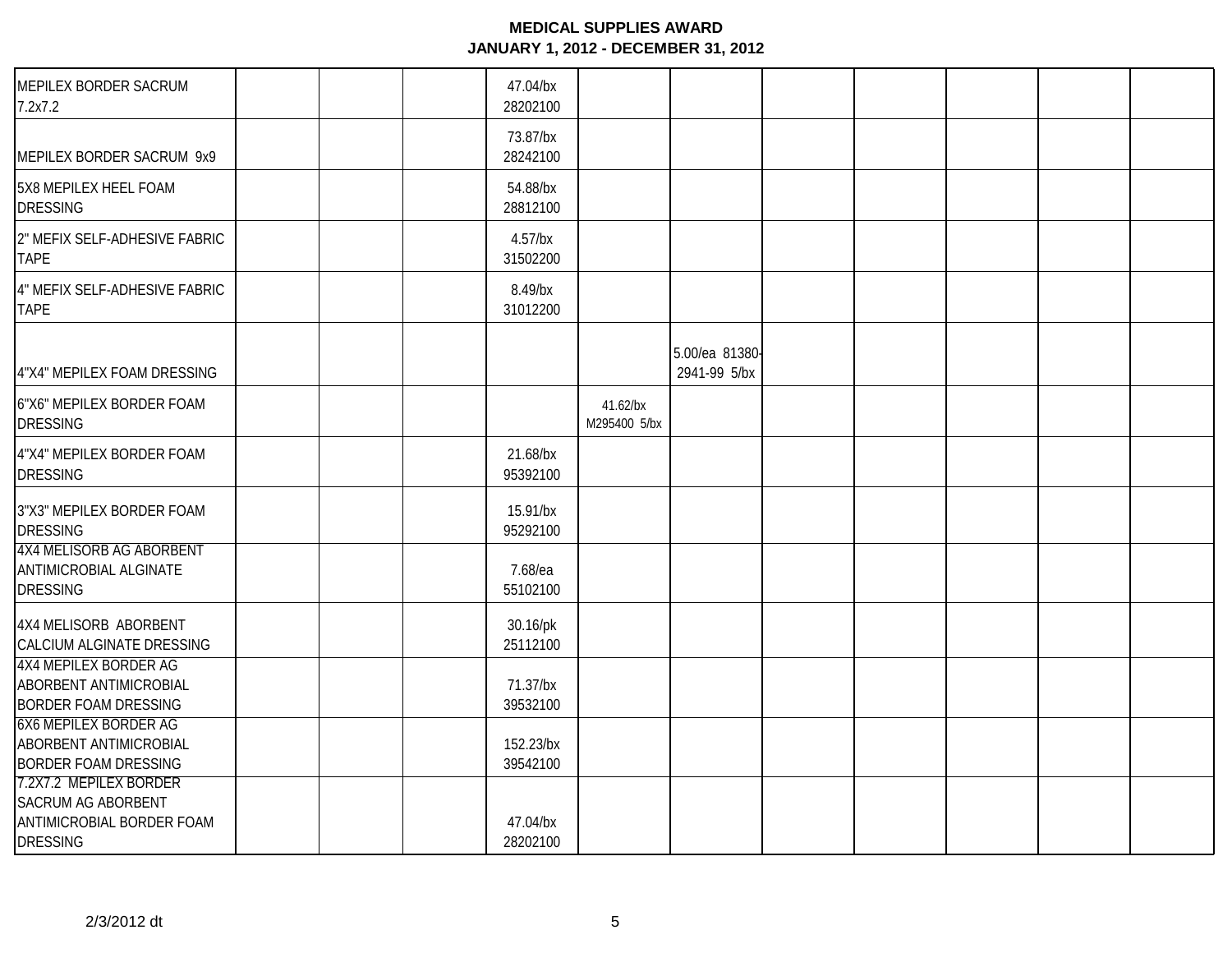# MEDICAL SUPPLIES AWARD
## JANUARY 1, 2012 - DECEMBER 31, 2012

| | | | | | | | | | | | | |
|---|---|---|---|---|---|---|---|---|---|---|---|---|
| MEPILEX BORDER SACRUM 7.2x7.2 | | | | 47.04/bx 28202100 | | | | | | | | |
| MEPILEX BORDER SACRUM 9x9 | | | | 73.87/bx 28242100 | | | | | | | | |
| 5X8 MEPILEX HEEL FOAM DRESSING | | | | 54.88/bx 28812100 | | | | | | | | |
| 2" MEFIX SELF-ADHESIVE FABRIC TAPE | | | | 4.57/bx 31502200 | | | | | | | | |
| 4" MEFIX SELF-ADHESIVE FABRIC TAPE | | | | 8.49/bx 31012200 | | | | | | | | |
| 4"X4" MEPILEX FOAM DRESSING | | | | | | 5.00/ea 81380-2941-99 5/bx | | | | | | |
| 6"X6" MEPILEX BORDER FOAM DRESSING | | | | | 41.62/bx M295400 5/bx | | | | | | | |
| 4"X4" MEPILEX BORDER FOAM DRESSING | | | | 21.68/bx 95392100 | | | | | | | | |
| 3"X3" MEPILEX BORDER FOAM DRESSING | | | | 15.91/bx 95292100 | | | | | | | | |
| 4X4 MELISORB AG ABORBENT ANTIMICROBIAL ALGINATE DRESSING | | | | 7.68/ea 55102100 | | | | | | | | |
| 4X4 MELISORB ABORBENT CALCIUM ALGINATE DRESSING | | | | 30.16/pk 25112100 | | | | | | | | |
| 4X4 MEPILEX BORDER AG ABORBENT ANTIMICROBIAL BORDER FOAM DRESSING | | | | 71.37/bx 39532100 | | | | | | | | |
| 6X6 MEPILEX BORDER AG ABORBENT ANTIMICROBIAL BORDER FOAM DRESSING | | | | 152.23/bx 39542100 | | | | | | | | |
| 7.2X7.2 MEPILEX BORDER SACRUM AG ABORBENT ANTIMICROBIAL BORDER FOAM DRESSING | | | | 47.04/bx 28202100 | | | | | | | | |

2/3/2012 dt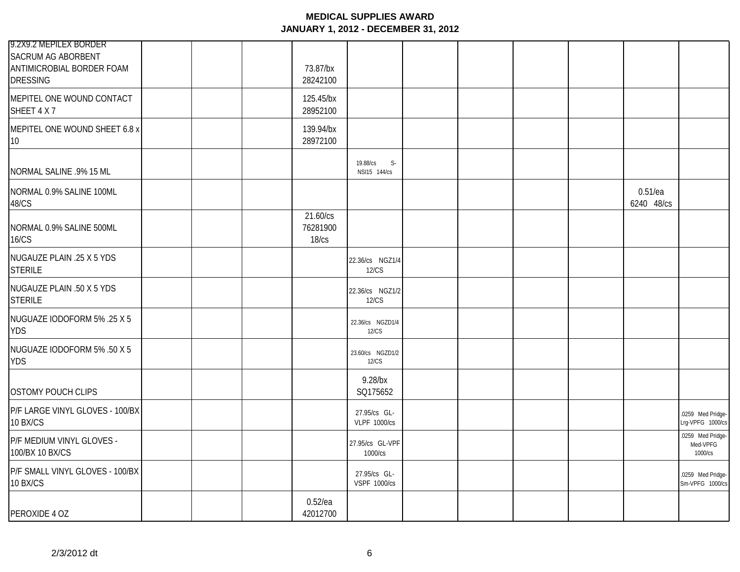# MEDICAL SUPPLIES AWARD
## JANUARY 1, 2012 - DECEMBER 31, 2012

| | | | | | | | | | | |
|---|---|---|---|---|---|---|---|---|---|---|
| 9.2X9.2 MEPILEX BORDER SACRUM AG ABORBENT ANTIMICROBIAL BORDER FOAM DRESSING | | | 73.87/bx 28242100 | | | | | | | |
| MEPITEL ONE WOUND CONTACT SHEET 4 X 7 | | | 125.45/bx 28952100 | | | | | | | |
| MEPITEL ONE WOUND SHEET 6.8 x 10 | | | 139.94/bx 28972100 | | | | | | | |
| NORMAL SALINE .9% 15 ML | | | | 19.88/cs S-NSI15 144/cs | | | | | | |
| NORMAL 0.9% SALINE 100ML 48/CS | | | | | | | | | 0.51/ea 6240 48/cs | |
| NORMAL 0.9% SALINE 500ML 16/CS | | | 21.60/cs 76281900 18/cs | | | | | | | |
| NUGAUZE PLAIN .25 X 5 YDS STERILE | | | | 22.36/cs NGZ1/4 12/CS | | | | | | |
| NUGAUZE PLAIN .50 X 5 YDS STERILE | | | | 22.36/cs NGZ1/2 12/CS | | | | | | |
| NUGUAZE IODOFORM 5% .25 X 5 YDS | | | | 22.36/cs NGZD1/4 12/CS | | | | | | |
| NUGUAZE IODOFORM 5% .50 X 5 YDS | | | | 23.60/cs NGZD1/2 12/CS | | | | | | |
| OSTOMY POUCH CLIPS | | | | 9.28/bx SQ175652 | | | | | | |
| P/F LARGE VINYL GLOVES - 100/BX 10 BX/CS | | | | 27.95/cs GL-VLPF 1000/cs | | | | | | .0259 Med Pridge-Lrg-VPFG 1000/cs |
| P/F MEDIUM VINYL GLOVES - 100/BX 10 BX/CS | | | | 27.95/cs GL-VPF 1000/cs | | | | | | .0259 Med Pridge-Med-VPFG 1000/cs |
| P/F SMALL VINYL GLOVES - 100/BX 10 BX/CS | | | | 27.95/cs GL-VSPF 1000/cs | | | | | | .0259 Med Pridge-Sm-VPFG 1000/cs |
| PEROXIDE 4 OZ | | | 0.52/ea 42012700 | | | | | | | |

2/3/2012 dt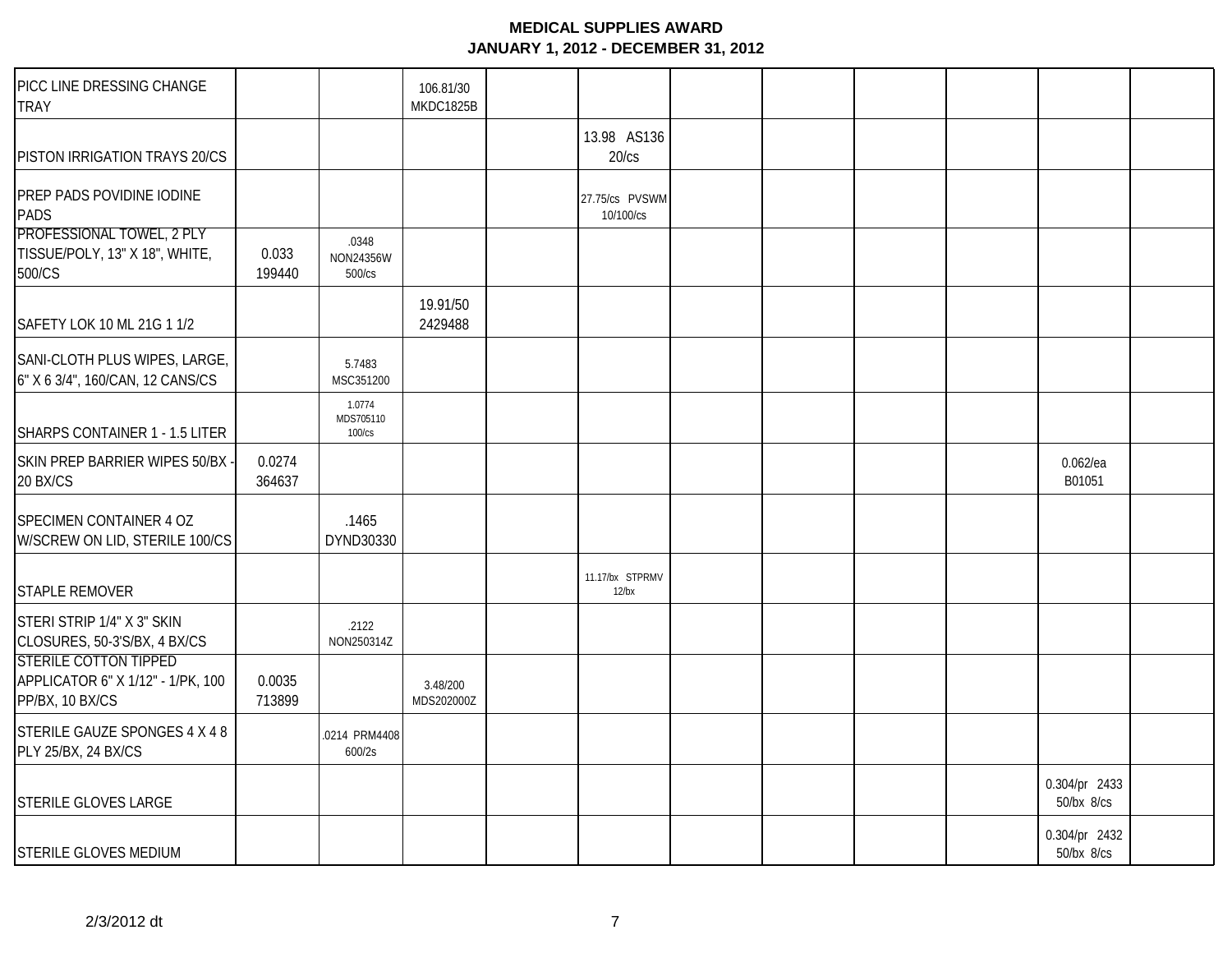# MEDICAL SUPPLIES AWARD
## JANUARY 1, 2012 - DECEMBER 31, 2012

| | | | | | | | | | | | |
|---|---|---|---|---|---|---|---|---|---|---|---|
| PICC LINE DRESSING CHANGE TRAY | | | 106.81/30 MKDC1825B | | | | | | | | |
| PISTON IRRIGATION TRAYS 20/CS | | | | | 13.98 AS136 20/cs | | | | | | |
| PREP PADS POVIDINE IODINE PADS | | | | | 27.75/cs PVSWM 10/100/cs | | | | | | |
| PROFESSIONAL TOWEL, 2 PLY TISSUE/POLY, 13" X 18", WHITE, 500/CS | 0.033 199440 | .0348 NON24356W 500/cs | | | | | | | | | |
| SAFETY LOK 10 ML 21G 1 1/2 | | | 19.91/50 2429488 | | | | | | | | |
| SANI-CLOTH PLUS WIPES, LARGE, 6" X 6 3/4", 160/CAN, 12 CANS/CS | | 5.7483 MSC351200 | | | | | | | | | |
| SHARPS CONTAINER 1 - 1.5 LITER | | 1.0774 MDS705110 100/cs | | | | | | | | | |
| SKIN PREP BARRIER WIPES 50/BX - 20 BX/CS | 0.0274 364637 | | | | | | | | | 0.062/ea B01051 | |
| SPECIMEN CONTAINER 4 OZ W/SCREW ON LID, STERILE 100/CS | | .1465 DYND30330 | | | | | | | | | |
| STAPLE REMOVER | | | | | 11.17/bx STPRMV 12/bx | | | | | | |
| STERI STRIP 1/4" X 3" SKIN CLOSURES, 50-3'S/BX, 4 BX/CS | | .2122 NON250314Z | | | | | | | | | |
| STERILE COTTON TIPPED APPLICATOR 6" X 1/12" - 1/PK, 100 PP/BX, 10 BX/CS | 0.0035 713899 | | 3.48/200 MDS202000Z | | | | | | | | |
| STERILE GAUZE SPONGES 4 X 4 8 PLY 25/BX, 24 BX/CS | | .0214 PRM4408 600/2s | | | | | | | | | |
| STERILE GLOVES LARGE | | | | | | | | | | 0.304/pr 2433 50/bx 8/cs | |
| STERILE GLOVES MEDIUM | | | | | | | | | | 0.304/pr 2432 50/bx 8/cs | |

2/3/2012 dt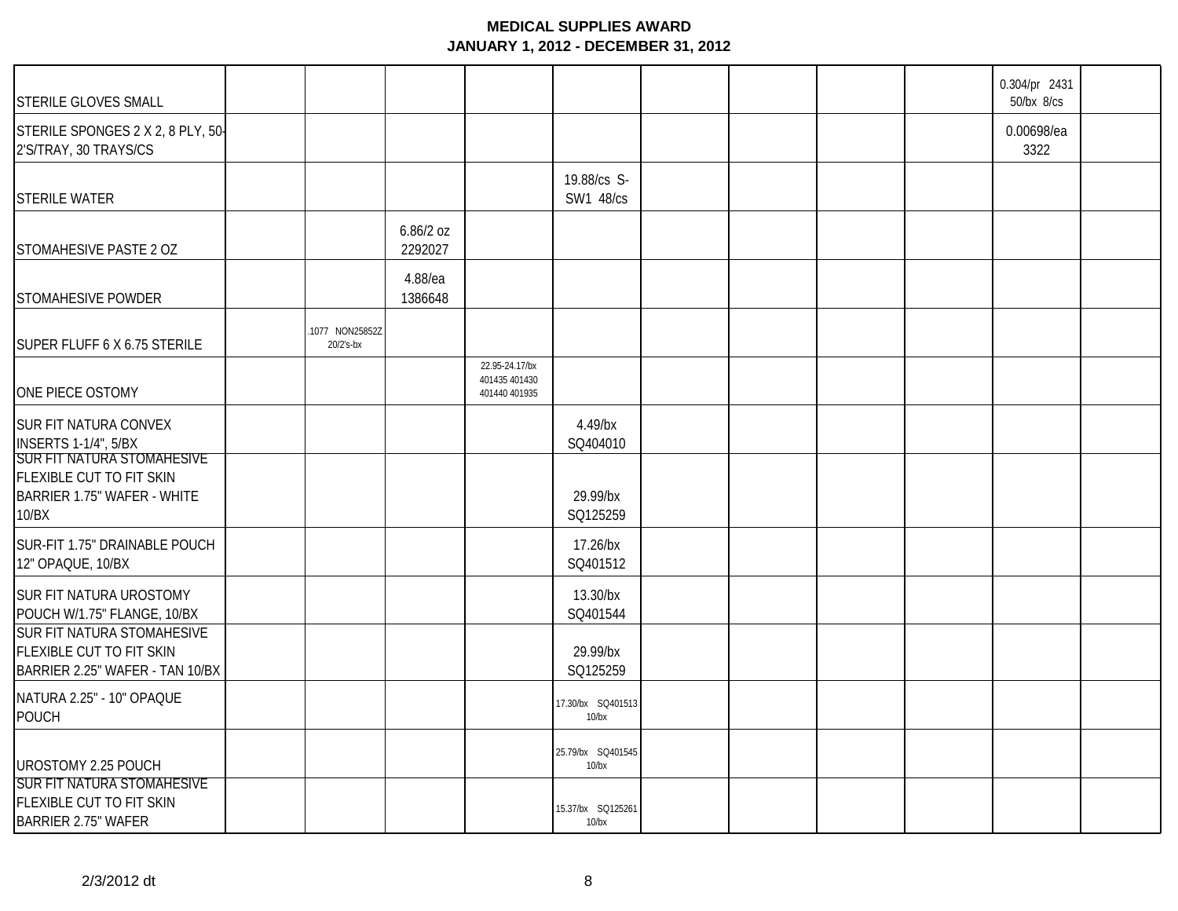# MEDICAL SUPPLIES AWARD
## JANUARY 1, 2012 - DECEMBER 31, 2012

| | | | | | | | | | | | |
|---|---|---|---|---|---|---|---|---|---|---|---|
| STERILE GLOVES SMALL | | | | | | | | | | 0.304/pr 2431 50/bx 8/cs | |
| STERILE SPONGES 2 X 2, 8 PLY, 50-2'S/TRAY, 30 TRAYS/CS | | | | | | | | | | 0.00698/ea 3322 | |
| STERILE WATER | | | | | 19.88/cs S-SW1 48/cs | | | | | | |
| STOMAHESIVE PASTE 2 OZ | | | 6.86/2 oz 2292027 | | | | | | | | |
| STOMAHESIVE POWDER | | | 4.88/ea 1386648 | | | | | | | | |
| SUPER FLUFF 6 X 6.75 STERILE | | .1077 NON25852Z 20/2's-bx | | | | | | | | | |
| ONE PIECE OSTOMY | | | | 22.95-24.17/bx 401435 401430 401440 401935 | | | | | | | |
| SUR FIT NATURA CONVEX INSERTS 1-1/4", 5/BX | | | | | 4.49/bx SQ404010 | | | | | | |
| SUR FIT NATURA STOMAHESIVE FLEXIBLE CUT TO FIT SKIN BARRIER 1.75" WAFER - WHITE 10/BX | | | | | 29.99/bx SQ125259 | | | | | | |
| SUR-FIT 1.75" DRAINABLE POUCH 12" OPAQUE, 10/BX | | | | | 17.26/bx SQ401512 | | | | | | |
| SUR FIT NATURA UROSTOMY POUCH W/1.75" FLANGE, 10/BX | | | | | 13.30/bx SQ401544 | | | | | | |
| SUR FIT NATURA STOMAHESIVE FLEXIBLE CUT TO FIT SKIN BARRIER 2.25" WAFER - TAN 10/BX | | | | | 29.99/bx SQ125259 | | | | | | |
| NATURA 2.25" - 10" OPAQUE POUCH | | | | | 17.30/bx SQ401513 10/bx | | | | | | |
| UROSTOMY 2.25 POUCH | | | | | 25.79/bx SQ401545 10/bx | | | | | | |
| SUR FIT NATURA STOMAHESIVE FLEXIBLE CUT TO FIT SKIN BARRIER 2.75" WAFER | | | | | 15.37/bx SQ125261 10/bx | | | | | | |

2/3/2012 dt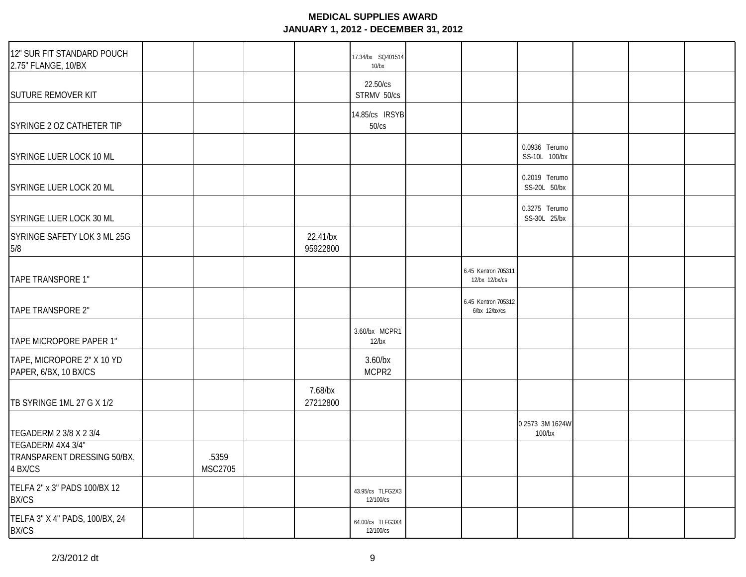| | | | | | | | | | | | |
|---|---|---|---|---|---|---|---|---|---|---|---|
| 12" SUR FIT STANDARD POUCH 2.75" FLANGE, 10/BX | | | | | 17.34/bx SQ401514 10/bx | | | | | | |
| SUTURE REMOVER KIT | | | | | 22.50/cs STRMV 50/cs | | | | | | |
| SYRINGE 2 OZ CATHETER TIP | | | | | 14.85/cs IRSYB 50/cs | | | | | | |
| SYRINGE LUER LOCK 10 ML | | | | | | | | 0.0936 Terumo SS-10L 100/bx | | | |
| SYRINGE LUER LOCK 20 ML | | | | | | | | 0.2019 Terumo SS-20L 50/bx | | | |
| SYRINGE LUER LOCK 30 ML | | | | | | | | 0.3275 Terumo SS-30L 25/bx | | | |
| SYRINGE SAFETY LOK 3 ML 25G 5/8 | | | | 22.41/bx 95922800 | | | | | | | |
| TAPE TRANSPORE 1" | | | | | | | 6.45 Kentron 705311 12/bx 12/bx/cs | | | | |
| TAPE TRANSPORE 2" | | | | | | | 6.45 Kentron 705312 6/bx 12/bx/cs | | | | |
| TAPE MICROPORE PAPER 1" | | | | | 3.60/bx MCPR1 12/bx | | | | | | |
| TAPE, MICROPORE 2" X 10 YD PAPER, 6/BX, 10 BX/CS | | | | | 3.60/bx MCPR2 | | | | | | |
| TB SYRINGE 1ML 27 G X 1/2 | | | | 7.68/bx 27212800 | | | | | | | |
| TEGADERM 2 3/8 X 2 3/4 | | | | | | | | 0.2573 3M 1624W 100/bx | | | |
| TEGADERM 4X4 3/4" TRANSPARENT DRESSING 50/BX, 4 BX/CS | | .5359 MSC2705 | | | | | | | | | |
| TELFA 2" x 3" PADS 100/BX 12 BX/CS | | | | | 43.95/cs TLFG2X3 12/100/cs | | | | | | |
| TELFA 3" X 4" PADS, 100/BX, 24 BX/CS | | | | | 64.00/cs TLFG3X4 12/100/cs | | | | | | |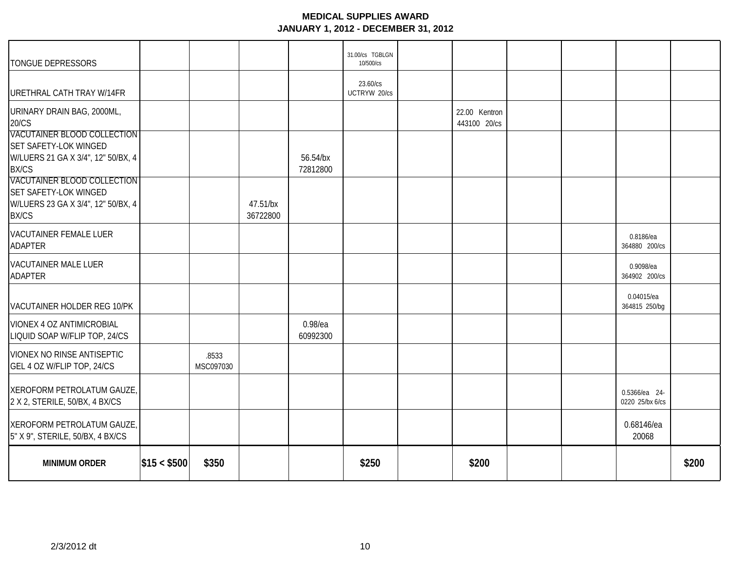**MEDICAL SUPPLIES AWARD**
**JANUARY 1, 2012 - DECEMBER 31, 2012**

| | | | | | | | | | | | |
|---|---|---|---|---|---|---|---|---|---|---|---|
| TONGUE DEPRESSORS | | | | | 31.00/cs TGBLGN 10/500/cs | | | | | | |
| URETHRAL CATH TRAY W/14FR | | | | | 23.60/cs UCTRYW 20/cs | | | | | | |
| URINARY DRAIN BAG, 2000ML, 20/CS | | | | | | | 22.00 Kentron 443100 20/cs | | | | |
| VACUTAINER BLOOD COLLECTION SET SAFETY-LOK WINGED W/LUERS 21 GA X 3/4", 12" 50/BX, 4 BX/CS | | | | 56.54/bx 72812800 | | | | | | | |
| VACUTAINER BLOOD COLLECTION SET SAFETY-LOK WINGED W/LUERS 23 GA X 3/4", 12" 50/BX, 4 BX/CS | | | 47.51/bx 36722800 | | | | | | | | |
| VACUTAINER FEMALE LUER ADAPTER | | | | | | | | | | 0.8186/ea 364880 200/cs | |
| VACUTAINER MALE LUER ADAPTER | | | | | | | | | | 0.9098/ea 364902 200/cs | |
| VACUTAINER HOLDER REG 10/PK | | | | | | | | | | 0.04015/ea 364815 250/bg | |
| VIONEX 4 OZ ANTIMICROBIAL LIQUID SOAP W/FLIP TOP, 24/CS | | | | 0.98/ea 60992300 | | | | | | | |
| VIONEX NO RINSE ANTISEPTIC GEL 4 OZ W/FLIP TOP, 24/CS | | .8533 MSC097030 | | | | | | | | | |
| XEROFORM PETROLATUM GAUZE, 2 X 2, STERILE, 50/BX, 4 BX/CS | | | | | | | | | | 0.5366/ea 24-0220 25/bx 6/cs | |
| XEROFORM PETROLATUM GAUZE, 5" X 9", STERILE, 50/BX, 4 BX/CS | | | | | | | | | | 0.68146/ea 20068 | |
| **MINIMUM ORDER** | **$15 < $500** | **$350** | | | **$250** | | **$200** | | | | **$200** |

2/3/2012 dt